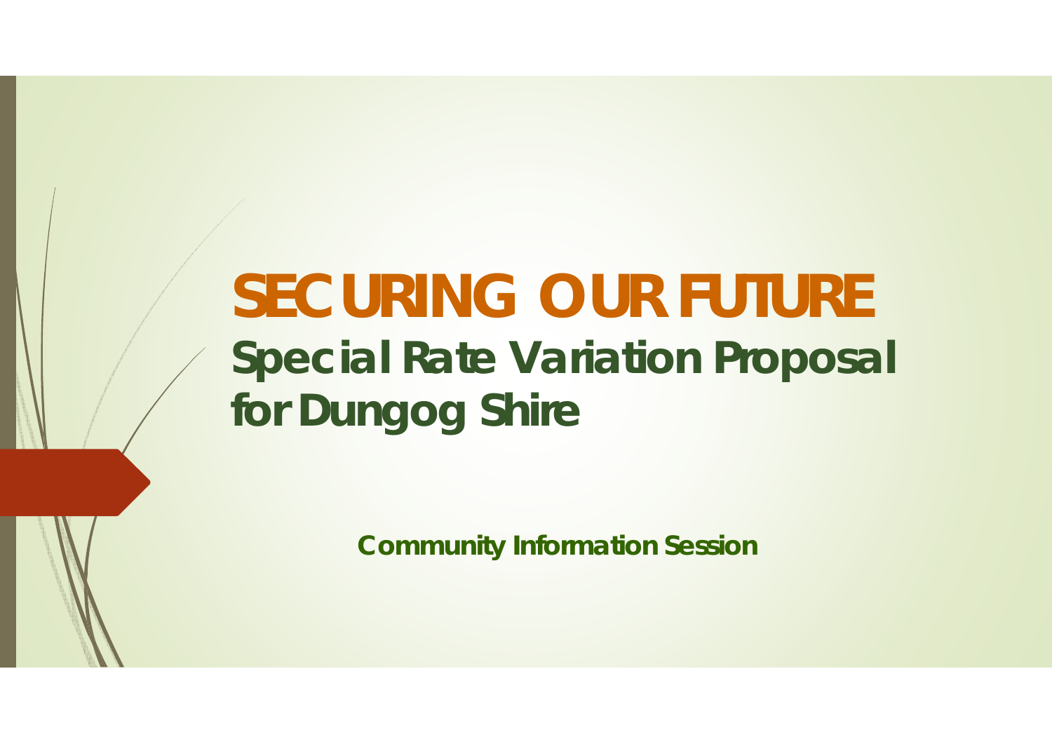# SECURING OUR FUTURE

## Special Rate Variation Proposal for Dungog Shire

**Community Information Session**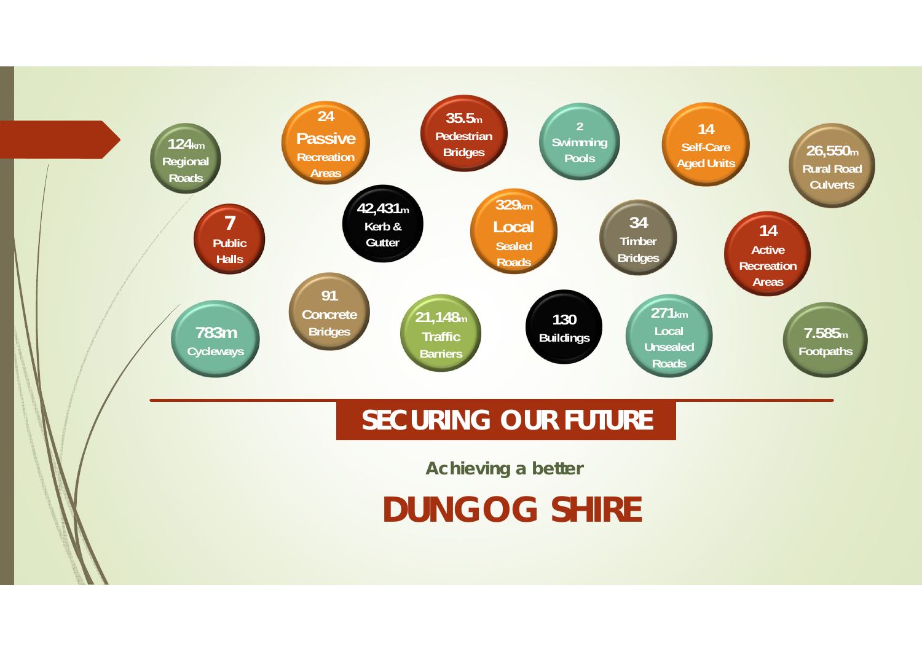124km Regional Roads

24 Passive Recreation Areas

35.5m Pedestrian Bridges

2 Swimming Pools

14 Self-Care Aged Units

26,550m Rural Road Culverts

7 Public Halls

42,431m Kerb & Gutter

329km Local Sealed Roads

34 Timber Bridges

14 Active Recreation Areas

783m Cycleways

91 Concrete Bridges

21,148m Traffic Barriers

130 Buildings

271km Local Unsealed Roads

7.585m Footpaths

# SECURING OUR FUTURE

**Achieving a better**

# DUNGOG SHIRE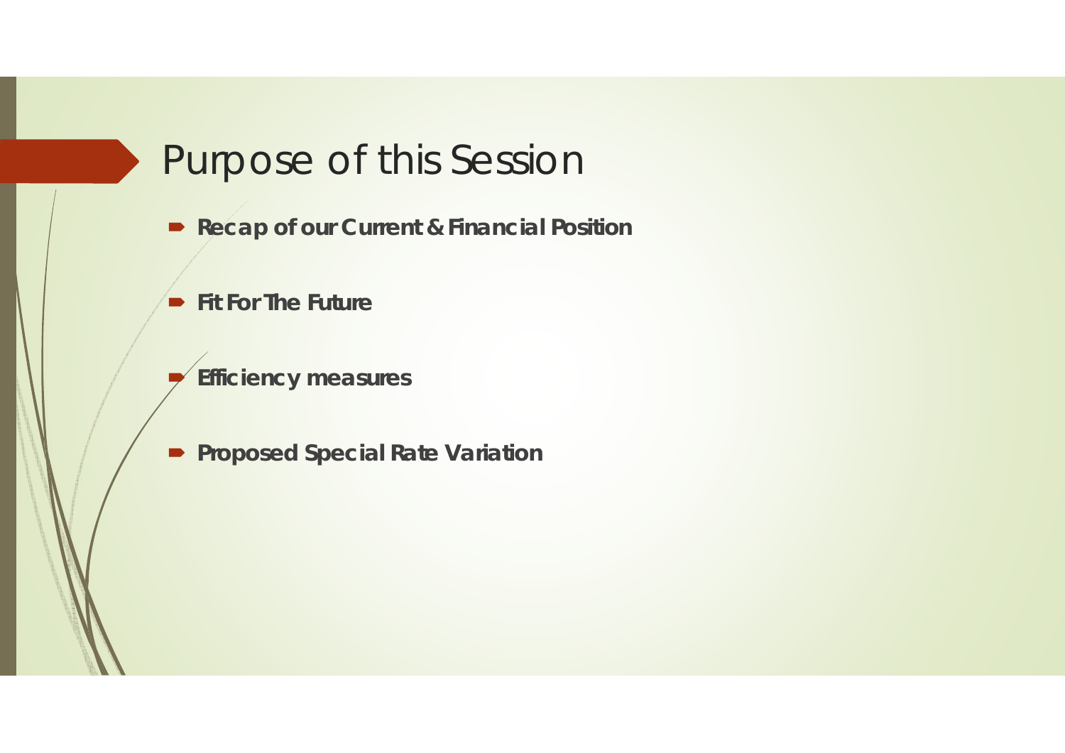# Purpose of this Session

- **Recap of our Current & Financial Position**
- **Fit For The Future**
- **Efficiency measures**
- **Proposed Special Rate Variation**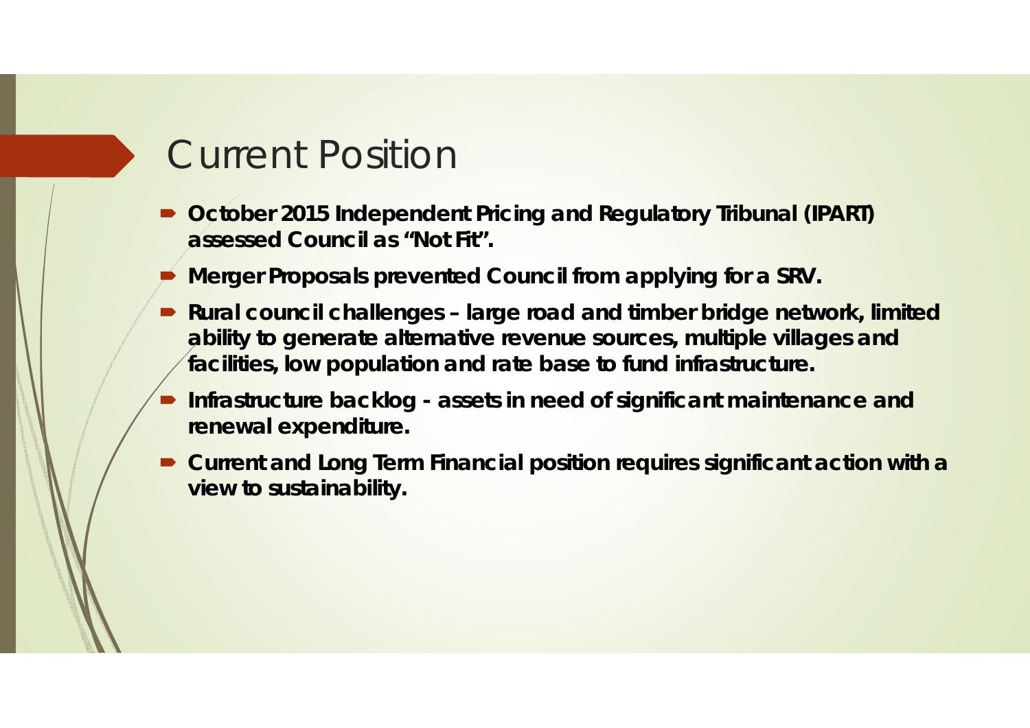# Current Position

- **October 2015 Independent Pricing and Regulatory Tribunal (IPART) assessed Council as "Not Fit".**
- **Merger Proposals prevented Council from applying for a SRV.**
- **Rural council challenges – large road and timber bridge network, limited ability to generate alternative revenue sources, multiple villages and facilities, low population and rate base to fund infrastructure.**
- **Infrastructure backlog - assets in need of significant maintenance and renewal expenditure.**
- **Current and Long Term Financial position requires significant action with a view to sustainability.**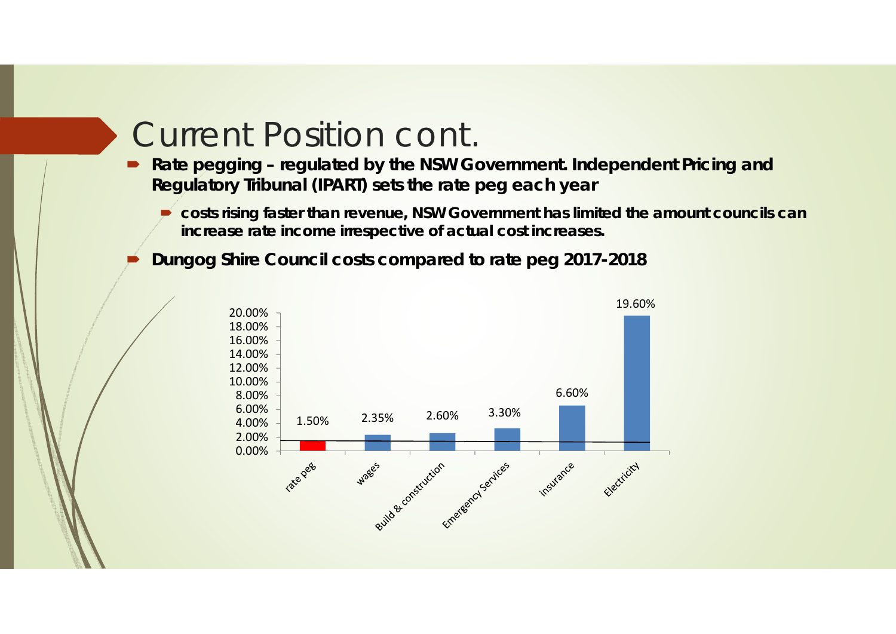# Current Position cont.

- **Rate pegging – regulated by the NSW Government. Independent Pricing and Regulatory Tribunal (IPART) sets the rate peg each year**
  - **costs rising faster than revenue, NSW Government has limited the amount councils can increase rate income irrespective of actual cost increases.**
- **Dungog Shire Council costs compared to rate peg 2017-2018**

| Category | Increase |
| --- | --- |
| rate peg | 1.50% |
| wages | 2.35% |
| Build & construction | 2.60% |
| Emergency Services | 3.30% |
| insurance | 6.60% |
| Electricity | 19.60% |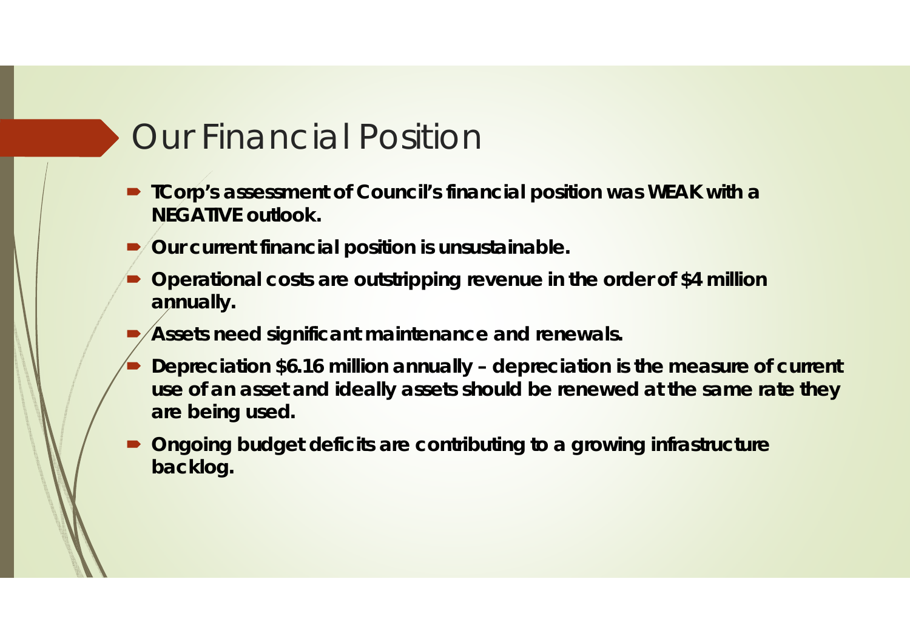# Our Financial Position

- **TCorp's assessment of Council's financial position was WEAK with a NEGATIVE outlook.**
- **Our current financial position is unsustainable.**
- **Operational costs are outstripping revenue in the order of $4 million annually.**
- **Assets need significant maintenance and renewals.**
- **Depreciation $6.16 million annually – depreciation is the measure of current use of an asset and ideally assets should be renewed at the same rate they are being used.**
- **Ongoing budget deficits are contributing to a growing infrastructure backlog.**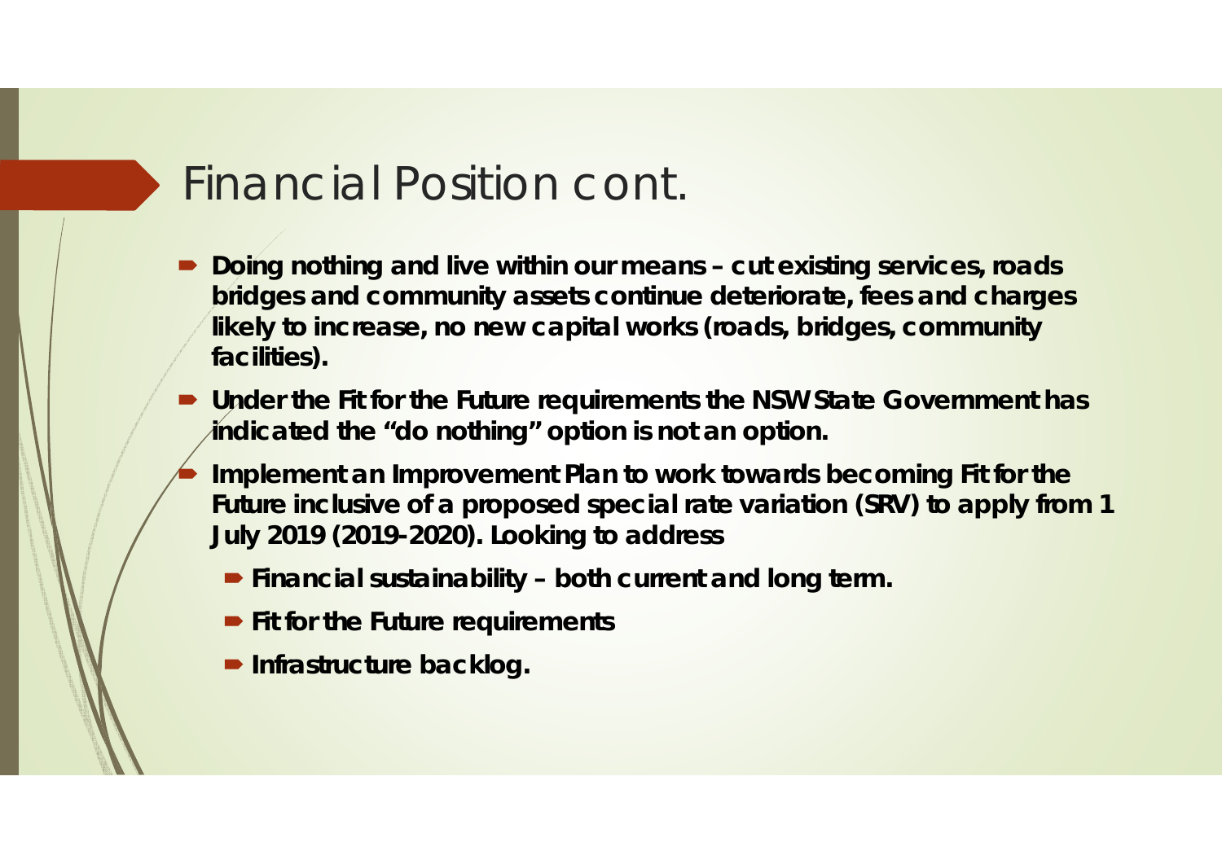# Financial Position cont.

- **Doing nothing and live within our means – cut existing services, roads bridges and community assets continue deteriorate, fees and charges likely to increase, no new capital works (roads, bridges, community facilities).**
- **Under the Fit for the Future requirements the NSW State Government has indicated the "do nothing" option is not an option.**
- **Implement an Improvement Plan to work towards becoming Fit for the Future inclusive of a proposed special rate variation (SRV) to apply from 1 July 2019 (2019-2020). Looking to address**
  - **Financial sustainability – both current and long term.**
  - **Fit for the Future requirements**
  - **Infrastructure backlog.**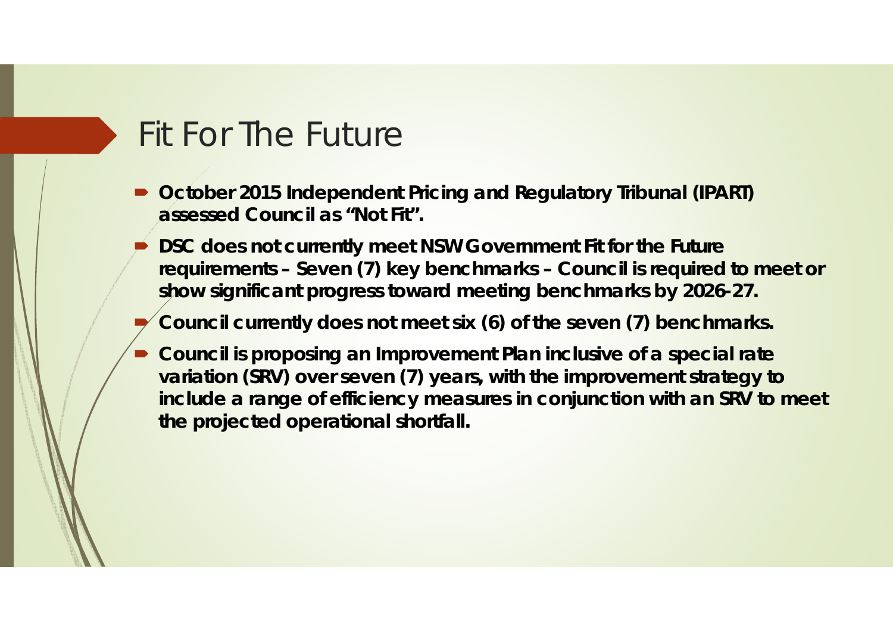# Fit For The Future

- **October 2015 Independent Pricing and Regulatory Tribunal (IPART) assessed Council as "Not Fit".**
- **DSC does not currently meet NSW Government Fit for the Future requirements – Seven (7) key benchmarks – Council is required to meet or show significant progress toward meeting benchmarks by 2026-27.**
- **Council currently does not meet six (6) of the seven (7) benchmarks.**
- **Council is proposing an Improvement Plan inclusive of a special rate variation (SRV) over seven (7) years, with the improvement strategy to include a range of efficiency measures in conjunction with an SRV to meet the projected operational shortfall.**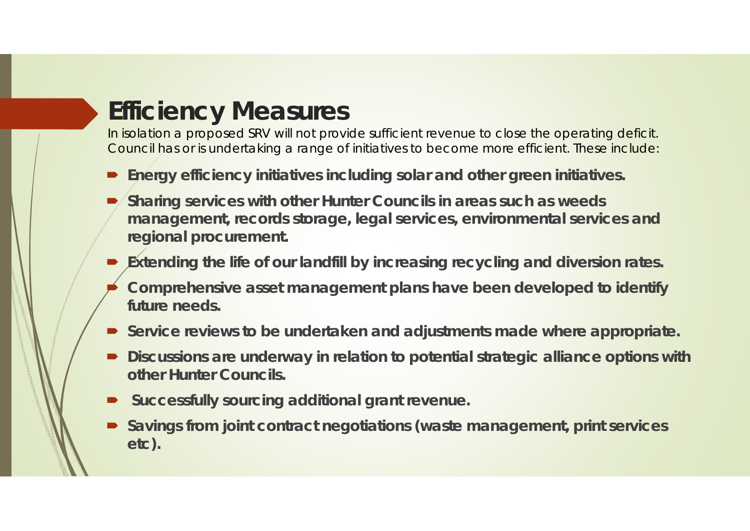# Efficiency Measures

In isolation a proposed SRV will not provide sufficient revenue to close the operating deficit. Council has or is undertaking a range of initiatives to become more efficient. These include:

- **Energy efficiency initiatives including solar and other green initiatives.**
- **Sharing services with other Hunter Councils in areas such as weeds management, records storage, legal services, environmental services and regional procurement.**
- **Extending the life of our landfill by increasing recycling and diversion rates.**
- **Comprehensive asset management plans have been developed to identify future needs.**
- **Service reviews to be undertaken and adjustments made where appropriate.**
- **Discussions are underway in relation to potential strategic alliance options with other Hunter Councils.**
- **Successfully sourcing additional grant revenue.**
- **Savings from joint contract negotiations (waste management, print services etc).**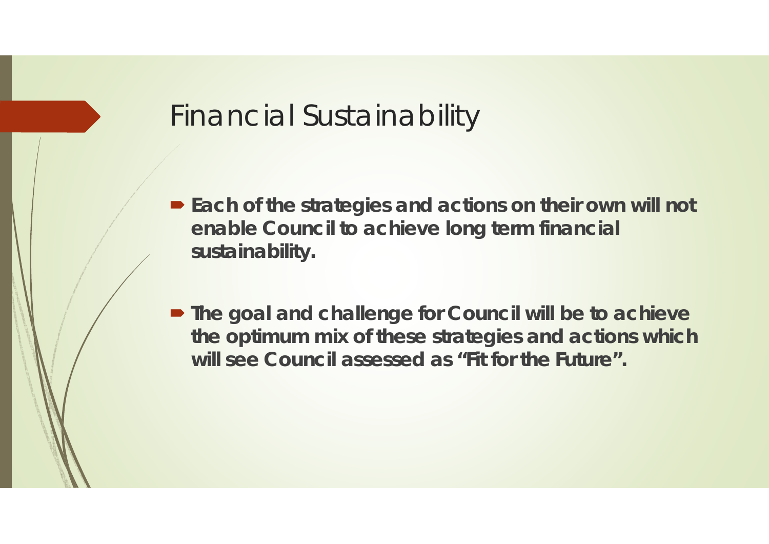# Financial Sustainability

- **Each of the strategies and actions on their own will not enable Council to achieve long term financial sustainability.**
- **The goal and challenge for Council will be to achieve the optimum mix of these strategies and actions which will see Council assessed as "Fit for the Future".**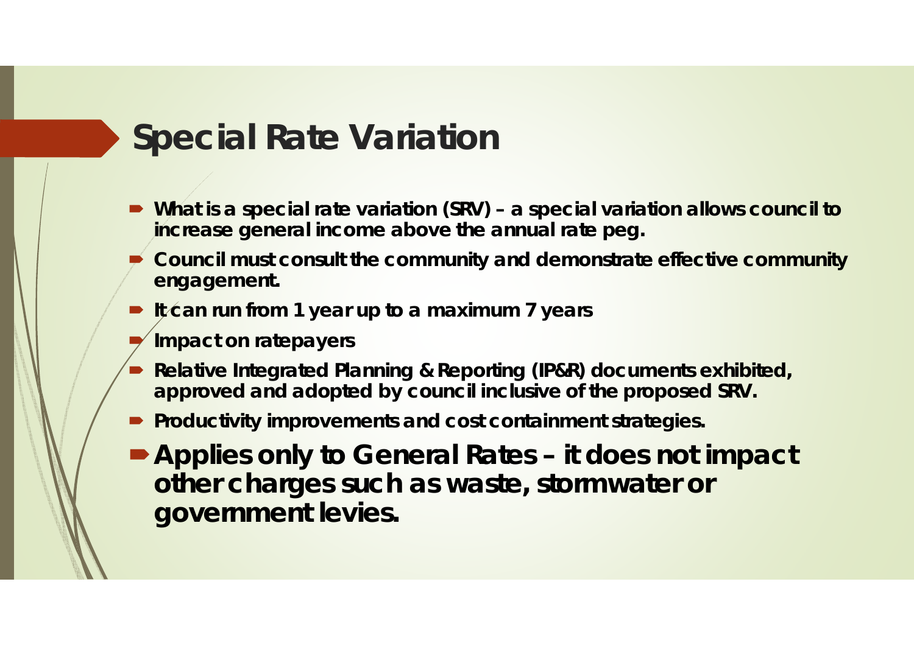# Special Rate Variation

- **What is a special rate variation (SRV) – a special variation allows council to increase general income above the annual rate peg.**
- **Council must consult the community and demonstrate effective community engagement.**
- **It can run from 1 year up to a maximum 7 years**
- **Impact on ratepayers**
- **Relative Integrated Planning & Reporting (IP&R) documents exhibited, approved and adopted by council inclusive of the proposed SRV.**
- **Productivity improvements and cost containment strategies.**
- **Applies only to General Rates – it does not impact other charges such as waste, stormwater or government levies.**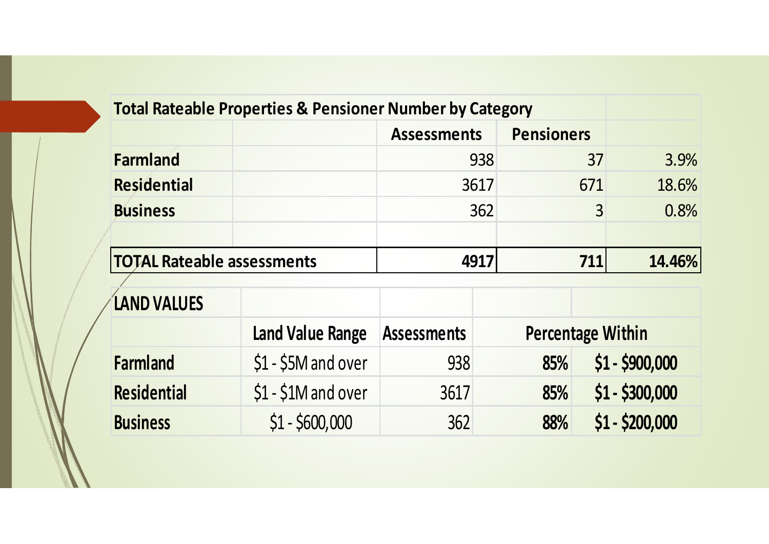| Total Rateable Properties & Pensioner Number by Category | | | | |
|---|---|---|---|---|
| | | **Assessments** | **Pensioners** | |
| **Farmland** | | 938 | 37 | 3.9% |
| **Residential** | | 3617 | 671 | 18.6% |
| **Business** | | 362 | 3 | 0.8% |
| | | | | |
| **TOTAL Rateable assessments** | | **4917** | **711** | **14.46%** |

| LAND VALUES | | | | |
|---|---|---|---|---|
| | **Land Value Range** | **Assessments** | **Percentage Within** | |
| **Farmland** | $1 - $5M and over | 938 | **85%** | **$1 - $900,000** |
| **Residential** | $1 - $1M and over | 3617 | **85%** | **$1 - $300,000** |
| **Business** | $1 - $600,000 | 362 | **88%** | **$1 - $200,000** |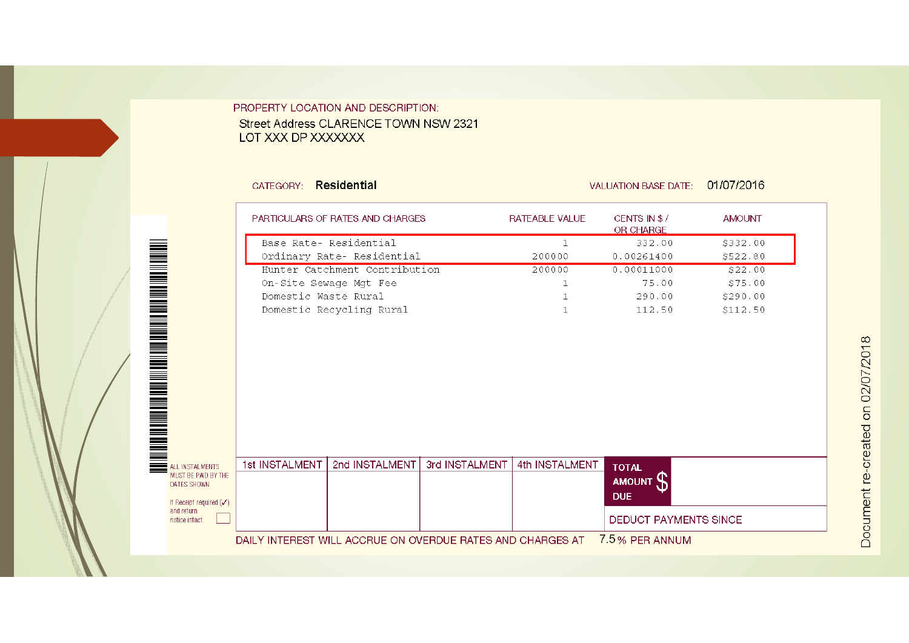PROPERTY LOCATION AND DESCRIPTION:

Street Address CLARENCE TOWN NSW 2321
LOT XXX DP XXXXXXX

CATEGORY: **Residential**

VALUATION BASE DATE: 01/07/2016

| PARTICULARS OF RATES AND CHARGES | RATEABLE VALUE | CENTS IN $ / OR CHARGE | AMOUNT |
|---|---|---|---|
| Base Rate- Residential | 1 | 332.00 | $332.00 |
| Ordinary Rate- Residential | 200000 | 0.00261400 | $522.80 |
| Hunter Catchment Contribution | 200000 | 0.00011000 | $22.00 |
| On-Site Sewage Mgt Fee | 1 | 75.00 | $75.00 |
| Domestic Waste Rural | 1 | 290.00 | $290.00 |
| Domestic Recycling Rural | 1 | 112.50 | $112.50 |

ALL INSTALMENTS MUST BE PAID BY THE DATES SHOWN

If Receipt required (✓) and return notice intact.

| 1st INSTALMENT | 2nd INSTALMENT | 3rd INSTALMENT | 4th INSTALMENT | TOTAL AMOUNT DUE $ |
|---|---|---|---|---|
| | | | | DEDUCT PAYMENTS SINCE |

DAILY INTEREST WILL ACCRUE ON OVERDUE RATES AND CHARGES AT 7.5% PER ANNUM

Document re-created on 02/07/2018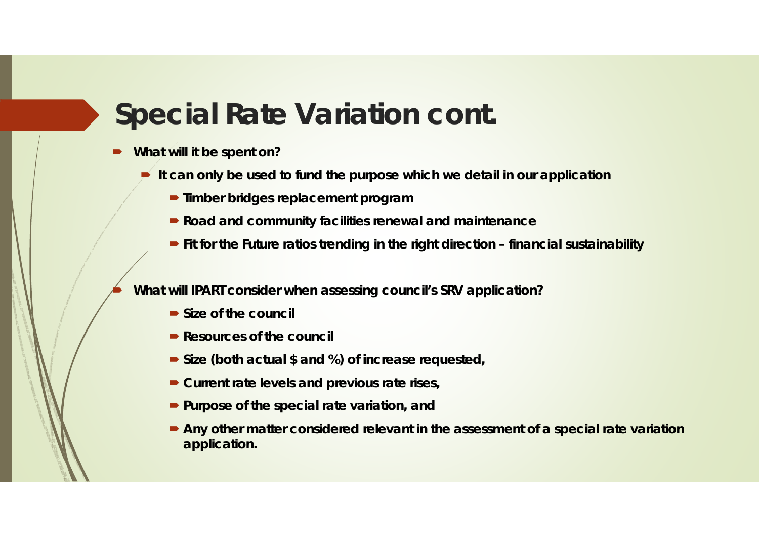# Special Rate Variation cont.

- **What will it be spent on?**
  - **It can only be used to fund the purpose which we detail in our application**
    - **Timber bridges replacement program**
    - **Road and community facilities renewal and maintenance**
    - **Fit for the Future ratios trending in the right direction – financial sustainability**

- **What will IPART consider when assessing council's SRV application?**
    - **Size of the council**
    - **Resources of the council**
    - **Size (both actual $ and %) of increase requested,**
    - **Current rate levels and previous rate rises,**
    - **Purpose of the special rate variation, and**
    - **Any other matter considered relevant in the assessment of a special rate variation application.**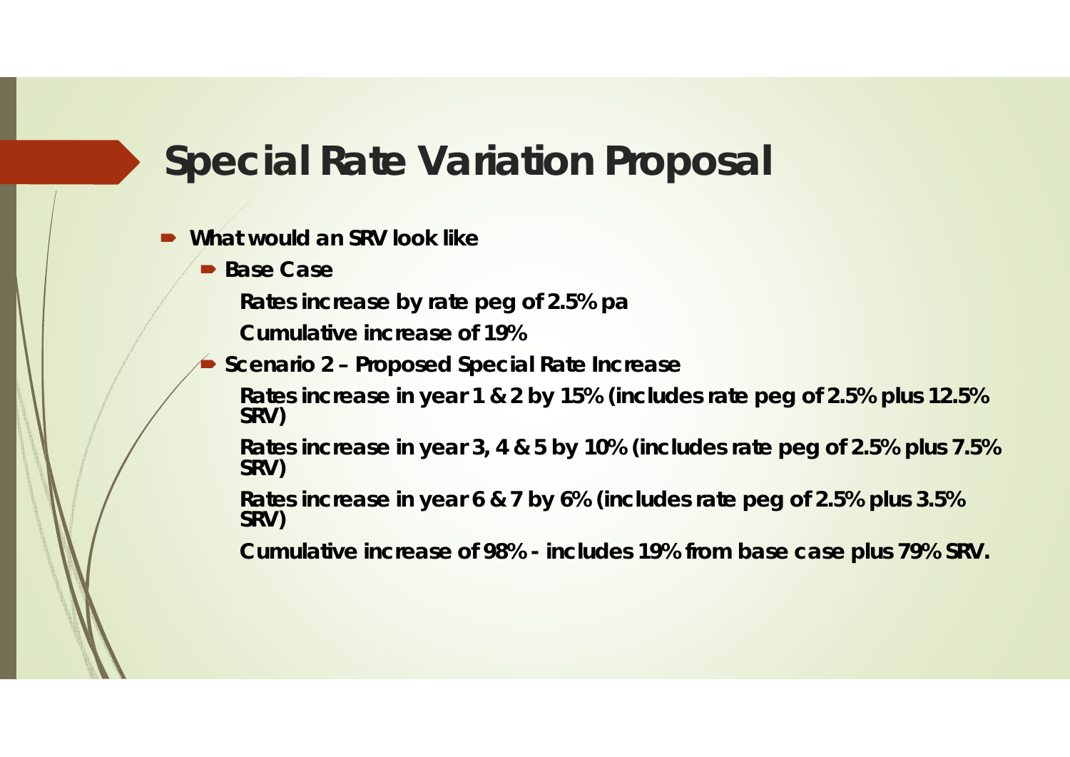# Special Rate Variation Proposal

- **What would an SRV look like**
  - **Base Case**

    **Rates increase by rate peg of 2.5% pa**

    **Cumulative increase of 19%**
  - **Scenario 2 – Proposed Special Rate Increase**

    **Rates increase in year 1 & 2 by 15% (includes rate peg of 2.5% plus 12.5% SRV)**

    **Rates increase in year 3, 4 & 5 by 10% (includes rate peg of 2.5% plus 7.5% SRV)**

    **Rates increase in year 6 & 7 by 6% (includes rate peg of 2.5% plus 3.5% SRV)**

    **Cumulative increase of 98% - includes 19% from base case plus 79% SRV.**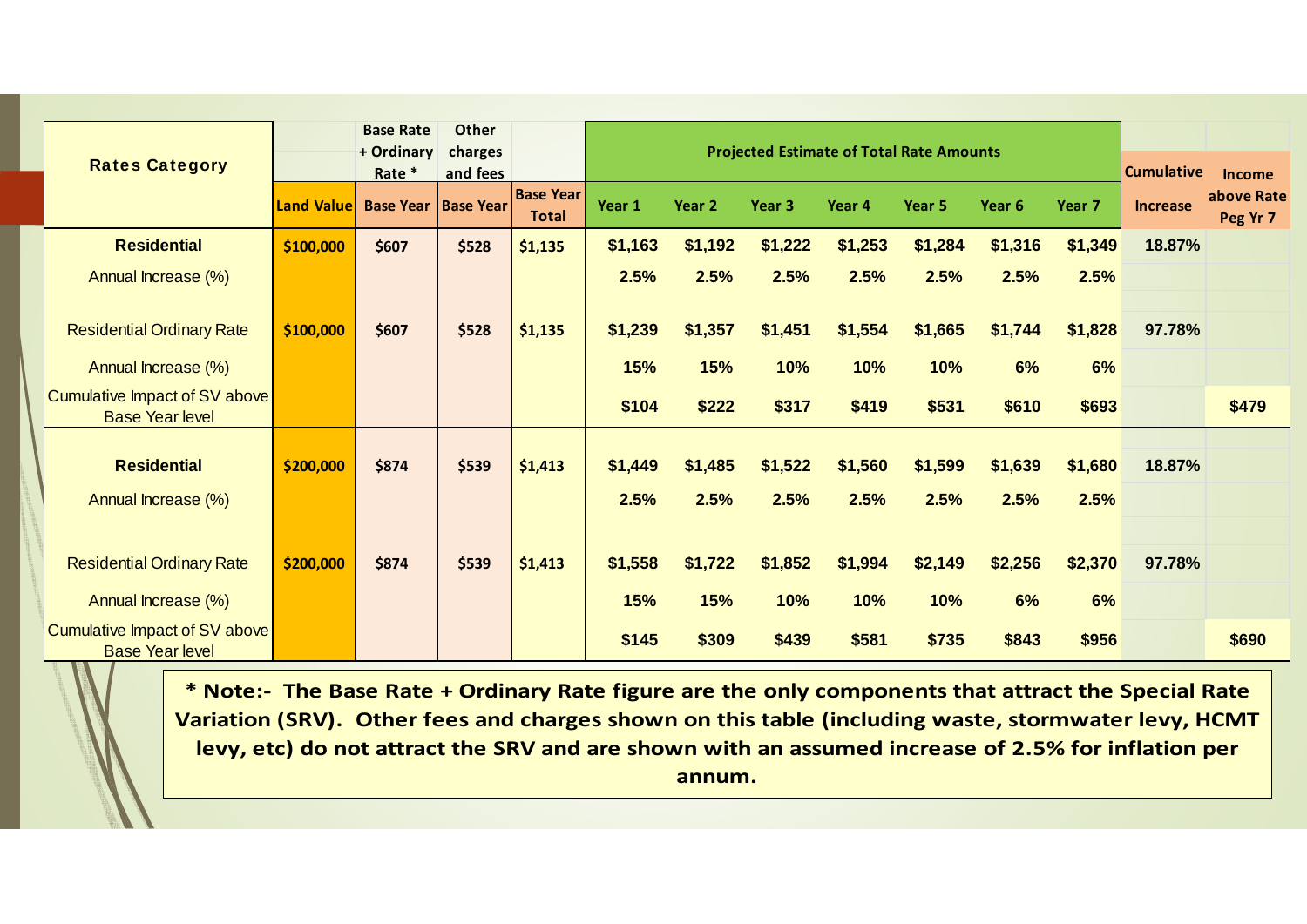| Rates Category | | Base Rate + Ordinary Rate * | Other charges and fees | | Projected Estimate of Total Rate Amounts | | | | | | | Cumulative | Income |
|---|---|---|---|---|---|---|---|---|---|---|---|---|---|
| | Land Value | Base Year | Base Year | Base Year Total | Year 1 | Year 2 | Year 3 | Year 4 | Year 5 | Year 6 | Year 7 | Increase | above Rate Peg Yr 7 |
| **Residential** | $100,000 | $607 | $528 | $1,135 | $1,163 | $1,192 | $1,222 | $1,253 | $1,284 | $1,316 | $1,349 | 18.87% | |
| Annual Increase (%) | | | | | 2.5% | 2.5% | 2.5% | 2.5% | 2.5% | 2.5% | 2.5% | | |
| Residential Ordinary Rate | $100,000 | $607 | $528 | $1,135 | $1,239 | $1,357 | $1,451 | $1,554 | $1,665 | $1,744 | $1,828 | 97.78% | |
| Annual Increase (%) | | | | | 15% | 15% | 10% | 10% | 10% | 6% | 6% | | |
| Cumulative Impact of SV above Base Year level | | | | | $104 | $222 | $317 | $419 | $531 | $610 | $693 | | $479 |
| **Residential** | $200,000 | $874 | $539 | $1,413 | $1,449 | $1,485 | $1,522 | $1,560 | $1,599 | $1,639 | $1,680 | 18.87% | |
| Annual Increase (%) | | | | | 2.5% | 2.5% | 2.5% | 2.5% | 2.5% | 2.5% | 2.5% | | |
| Residential Ordinary Rate | $200,000 | $874 | $539 | $1,413 | $1,558 | $1,722 | $1,852 | $1,994 | $2,149 | $2,256 | $2,370 | 97.78% | |
| Annual Increase (%) | | | | | 15% | 15% | 10% | 10% | 10% | 6% | 6% | | |
| Cumulative Impact of SV above Base Year level | | | | | $145 | $309 | $439 | $581 | $735 | $843 | $956 | | $690 |

**\* Note:- The Base Rate + Ordinary Rate figure are the only components that attract the Special Rate Variation (SRV). Other fees and charges shown on this table (including waste, stormwater levy, HCMT levy, etc) do not attract the SRV and are shown with an assumed increase of 2.5% for inflation per annum.**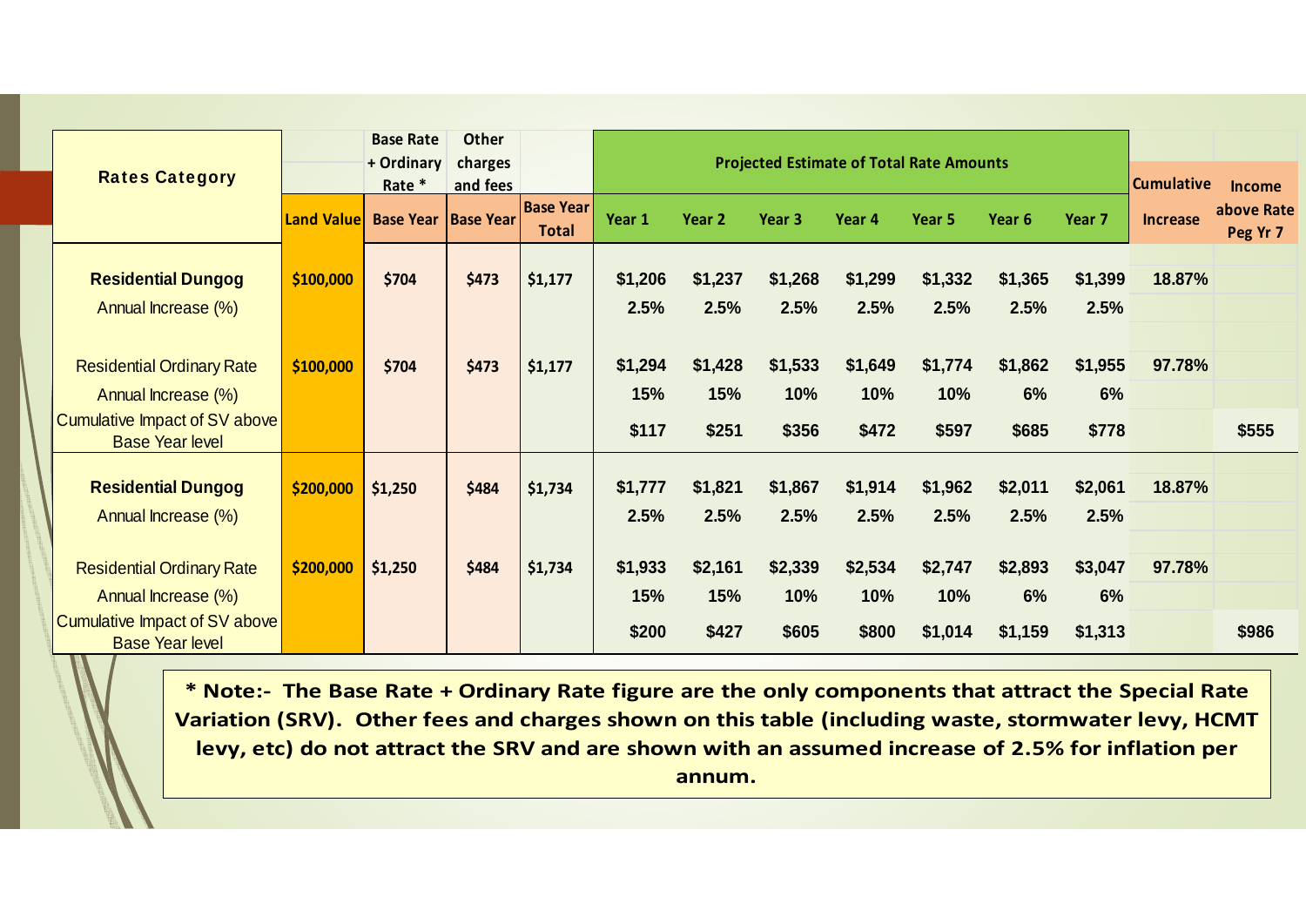| Rates Category | | Base Rate + Ordinary Rate * | Other charges and fees | | Projected Estimate of Total Rate Amounts | | | | | | | Cumulative | Income |
|---|---|---|---|---|---|---|---|---|---|---|---|---|---|
| | Land Value | Base Year | Base Year | Base Year Total | Year 1 | Year 2 | Year 3 | Year 4 | Year 5 | Year 6 | Year 7 | Increase | above Rate Peg Yr 7 |
| **Residential Dungog** | $100,000 | $704 | $473 | $1,177 | $1,206 | $1,237 | $1,268 | $1,299 | $1,332 | $1,365 | $1,399 | 18.87% | |
| Annual Increase (%) | | | | | 2.5% | 2.5% | 2.5% | 2.5% | 2.5% | 2.5% | 2.5% | | |
| Residential Ordinary Rate | $100,000 | $704 | $473 | $1,177 | $1,294 | $1,428 | $1,533 | $1,649 | $1,774 | $1,862 | $1,955 | 97.78% | |
| Annual Increase (%) | | | | | 15% | 15% | 10% | 10% | 10% | 6% | 6% | | |
| Cumulative Impact of SV above Base Year level | | | | | $117 | $251 | $356 | $472 | $597 | $685 | $778 | | $555 |
| **Residential Dungog** | $200,000 | $1,250 | $484 | $1,734 | $1,777 | $1,821 | $1,867 | $1,914 | $1,962 | $2,011 | $2,061 | 18.87% | |
| Annual Increase (%) | | | | | 2.5% | 2.5% | 2.5% | 2.5% | 2.5% | 2.5% | 2.5% | | |
| Residential Ordinary Rate | $200,000 | $1,250 | $484 | $1,734 | $1,933 | $2,161 | $2,339 | $2,534 | $2,747 | $2,893 | $3,047 | 97.78% | |
| Annual Increase (%) | | | | | 15% | 15% | 10% | 10% | 10% | 6% | 6% | | |
| Cumulative Impact of SV above Base Year level | | | | | $200 | $427 | $605 | $800 | $1,014 | $1,159 | $1,313 | | $986 |

**\* Note:- The Base Rate + Ordinary Rate figure are the only components that attract the Special Rate Variation (SRV). Other fees and charges shown on this table (including waste, stormwater levy, HCMT levy, etc) do not attract the SRV and are shown with an assumed increase of 2.5% for inflation per annum.**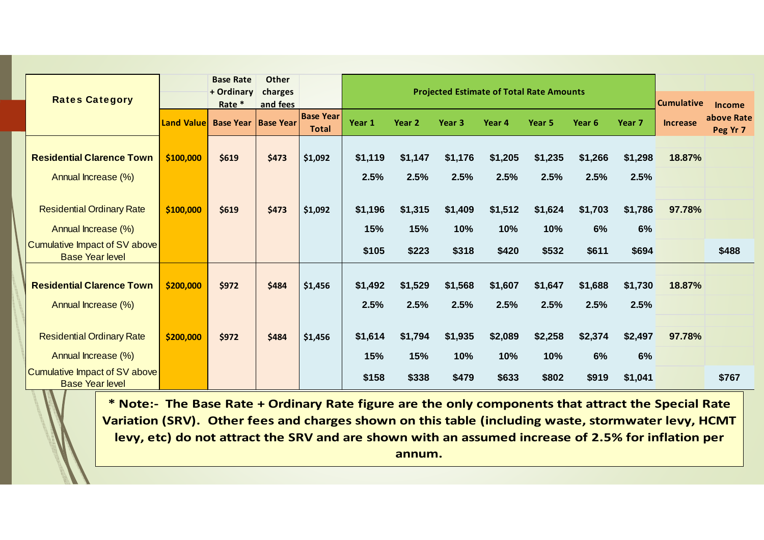| Rates Category | | Base Rate + Ordinary Rate * | Other charges and fees | | Projected Estimate of Total Rate Amounts | | | | | | | Cumulative | Income |
|---|---|---|---|---|---|---|---|---|---|---|---|---|---|
| | Land Value | Base Year | Base Year | Base Year Total | Year 1 | Year 2 | Year 3 | Year 4 | Year 5 | Year 6 | Year 7 | Increase | above Rate Peg Yr 7 |
| **Residential Clarence Town** | $100,000 | $619 | $473 | $1,092 | $1,119 | $1,147 | $1,176 | $1,205 | $1,235 | $1,266 | $1,298 | 18.87% | |
| Annual Increase (%) | | | | | 2.5% | 2.5% | 2.5% | 2.5% | 2.5% | 2.5% | 2.5% | | |
| Residential Ordinary Rate | $100,000 | $619 | $473 | $1,092 | $1,196 | $1,315 | $1,409 | $1,512 | $1,624 | $1,703 | $1,786 | 97.78% | |
| Annual Increase (%) | | | | | 15% | 15% | 10% | 10% | 10% | 6% | 6% | | |
| Cumulative Impact of SV above Base Year level | | | | | $105 | $223 | $318 | $420 | $532 | $611 | $694 | | $488 |
| **Residential Clarence Town** | $200,000 | $972 | $484 | $1,456 | $1,492 | $1,529 | $1,568 | $1,607 | $1,647 | $1,688 | $1,730 | 18.87% | |
| Annual Increase (%) | | | | | 2.5% | 2.5% | 2.5% | 2.5% | 2.5% | 2.5% | 2.5% | | |
| Residential Ordinary Rate | $200,000 | $972 | $484 | $1,456 | $1,614 | $1,794 | $1,935 | $2,089 | $2,258 | $2,374 | $2,497 | 97.78% | |
| Annual Increase (%) | | | | | 15% | 15% | 10% | 10% | 10% | 6% | 6% | | |
| Cumulative Impact of SV above Base Year level | | | | | $158 | $338 | $479 | $633 | $802 | $919 | $1,041 | | $767 |

**\* Note:- The Base Rate + Ordinary Rate figure are the only components that attract the Special Rate Variation (SRV). Other fees and charges shown on this table (including waste, stormwater levy, HCMT levy, etc) do not attract the SRV and are shown with an assumed increase of 2.5% for inflation per annum.**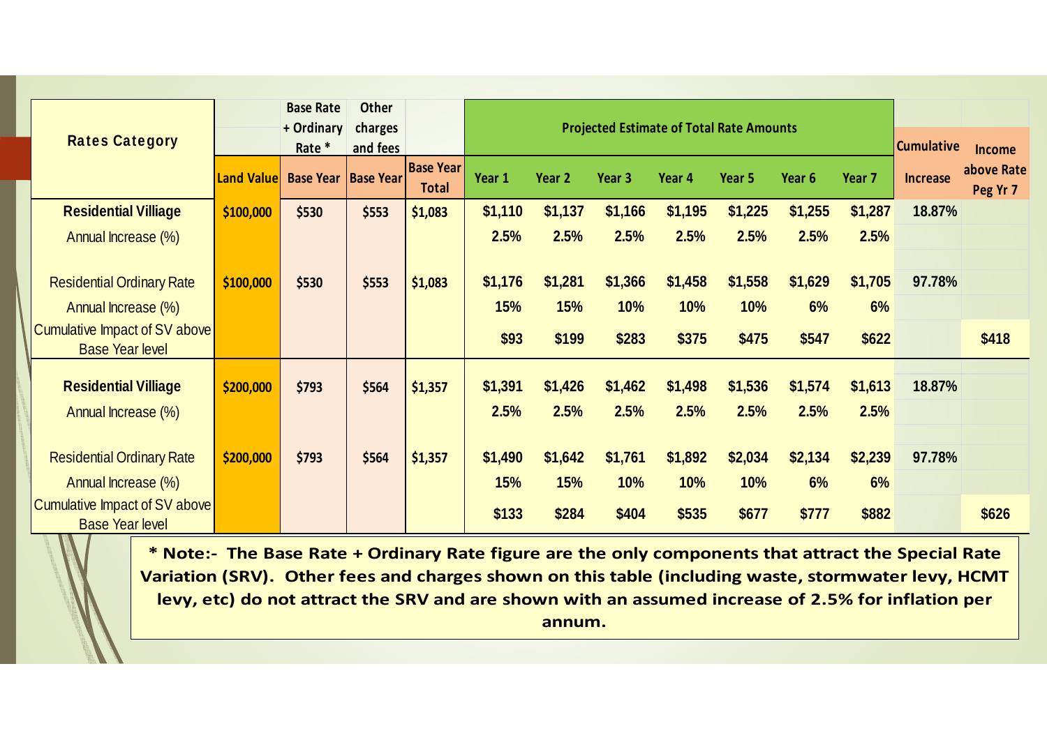| Rates Category | | Base Rate + Ordinary Rate * | Other charges and fees | | Projected Estimate of Total Rate Amounts | | | | | | | Cumulative | Income |
|---|---|---|---|---|---|---|---|---|---|---|---|---|---|
| | Land Value | Base Year | Base Year | Base Year Total | Year 1 | Year 2 | Year 3 | Year 4 | Year 5 | Year 6 | Year 7 | Increase | above Rate Peg Yr 7 |
| **Residential Villiage** | $100,000 | $530 | $553 | $1,083 | $1,110 | $1,137 | $1,166 | $1,195 | $1,225 | $1,255 | $1,287 | 18.87% | |
| Annual Increase (%) | | | | | 2.5% | 2.5% | 2.5% | 2.5% | 2.5% | 2.5% | 2.5% | | |
| Residential Ordinary Rate | $100,000 | $530 | $553 | $1,083 | $1,176 | $1,281 | $1,366 | $1,458 | $1,558 | $1,629 | $1,705 | 97.78% | |
| Annual Increase (%) | | | | | 15% | 15% | 10% | 10% | 10% | 6% | 6% | | |
| Cumulative Impact of SV above Base Year level | | | | | $93 | $199 | $283 | $375 | $475 | $547 | $622 | | $418 |
| **Residential Villiage** | $200,000 | $793 | $564 | $1,357 | $1,391 | $1,426 | $1,462 | $1,498 | $1,536 | $1,574 | $1,613 | 18.87% | |
| Annual Increase (%) | | | | | 2.5% | 2.5% | 2.5% | 2.5% | 2.5% | 2.5% | 2.5% | | |
| Residential Ordinary Rate | $200,000 | $793 | $564 | $1,357 | $1,490 | $1,642 | $1,761 | $1,892 | $2,034 | $2,134 | $2,239 | 97.78% | |
| Annual Increase (%) | | | | | 15% | 15% | 10% | 10% | 10% | 6% | 6% | | |
| Cumulative Impact of SV above Base Year level | | | | | $133 | $284 | $404 | $535 | $677 | $777 | $882 | | $626 |

**\* Note:- The Base Rate + Ordinary Rate figure are the only components that attract the Special Rate Variation (SRV). Other fees and charges shown on this table (including waste, stormwater levy, HCMT levy, etc) do not attract the SRV and are shown with an assumed increase of 2.5% for inflation per annum.**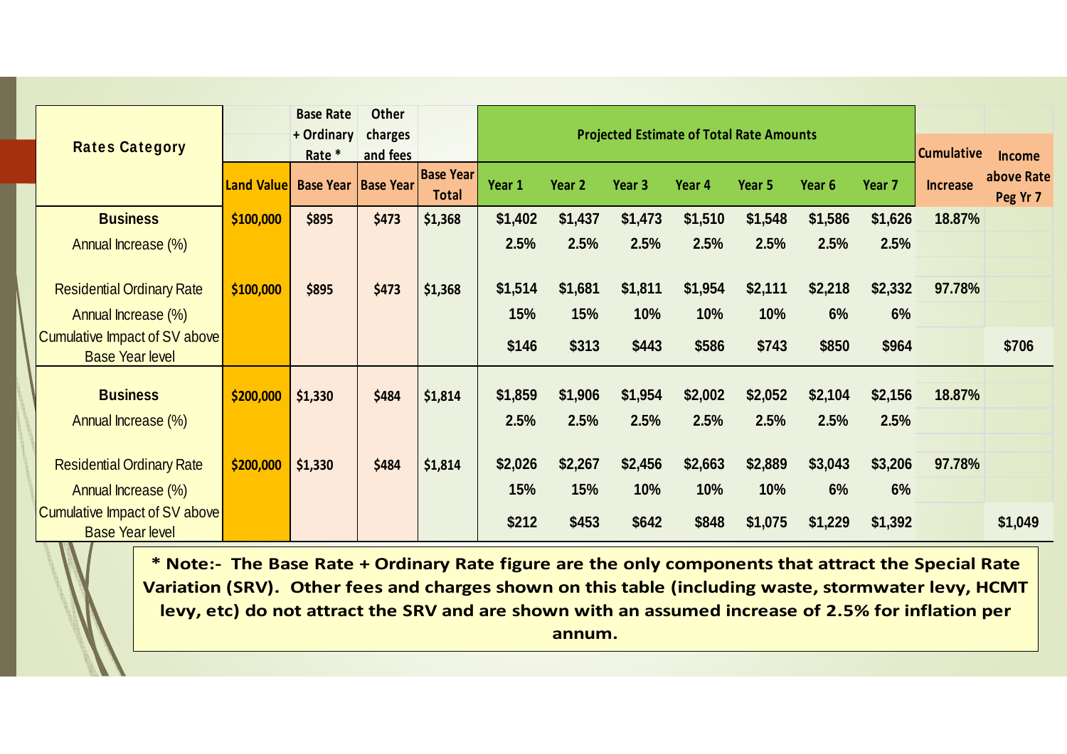| Rates Category | Land Value | Base Rate + Ordinary Rate * Base Year | Other charges and fees Base Year | Base Year Total | Year 1 | Year 2 | Year 3 | Year 4 | Year 5 | Year 6 | Year 7 | Cumulative Increase | Income above Rate Peg Yr 7 |
|---|---|---|---|---|---|---|---|---|---|---|---|---|---|
| | | | | | Projected Estimate of Total Rate Amounts | | | | | | | | |
| **Business** | $100,000 | $895 | $473 | $1,368 | $1,402 | $1,437 | $1,473 | $1,510 | $1,548 | $1,586 | $1,626 | 18.87% | |
| Annual Increase (%) | | | | | 2.5% | 2.5% | 2.5% | 2.5% | 2.5% | 2.5% | 2.5% | | |
| Residential Ordinary Rate | $100,000 | $895 | $473 | $1,368 | $1,514 | $1,681 | $1,811 | $1,954 | $2,111 | $2,218 | $2,332 | 97.78% | |
| Annual Increase (%) | | | | | 15% | 15% | 10% | 10% | 10% | 6% | 6% | | |
| Cumulative Impact of SV above Base Year level | | | | | $146 | $313 | $443 | $586 | $743 | $850 | $964 | | $706 |
| **Business** | $200,000 | $1,330 | $484 | $1,814 | $1,859 | $1,906 | $1,954 | $2,002 | $2,052 | $2,104 | $2,156 | 18.87% | |
| Annual Increase (%) | | | | | 2.5% | 2.5% | 2.5% | 2.5% | 2.5% | 2.5% | 2.5% | | |
| Residential Ordinary Rate | $200,000 | $1,330 | $484 | $1,814 | $2,026 | $2,267 | $2,456 | $2,663 | $2,889 | $3,043 | $3,206 | 97.78% | |
| Annual Increase (%) | | | | | 15% | 15% | 10% | 10% | 10% | 6% | 6% | | |
| Cumulative Impact of SV above Base Year level | | | | | $212 | $453 | $642 | $848 | $1,075 | $1,229 | $1,392 | | $1,049 |

**\* Note:- The Base Rate + Ordinary Rate figure are the only components that attract the Special Rate Variation (SRV). Other fees and charges shown on this table (including waste, stormwater levy, HCMT levy, etc) do not attract the SRV and are shown with an assumed increase of 2.5% for inflation per annum.**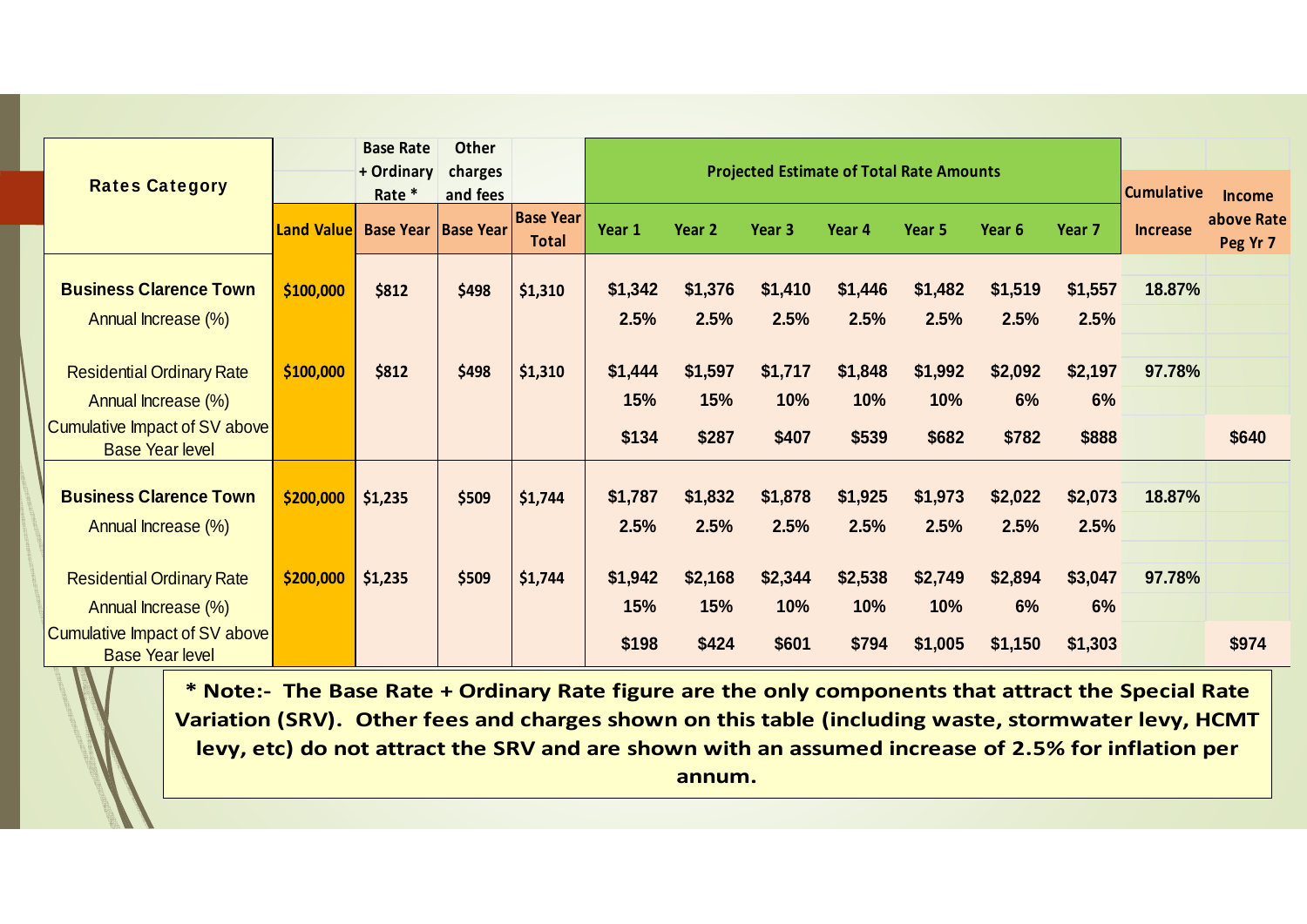| Rates Category | Land Value | Base Rate + Ordinary Rate * Base Year | Other charges and fees Base Year | Base Year Total | Projected Estimate of Total Rate Amounts Year 1 | Year 2 | Year 3 | Year 4 | Year 5 | Year 6 | Year 7 | Cumulative Increase | Income above Rate Peg Yr 7 |
|---|---|---|---|---|---|---|---|---|---|---|---|---|---|
| **Business Clarence Town** | $100,000 | $812 | $498 | $1,310 | $1,342 | $1,376 | $1,410 | $1,446 | $1,482 | $1,519 | $1,557 | 18.87% | |
| Annual Increase (%) | | | | | 2.5% | 2.5% | 2.5% | 2.5% | 2.5% | 2.5% | 2.5% | | |
| Residential Ordinary Rate | $100,000 | $812 | $498 | $1,310 | $1,444 | $1,597 | $1,717 | $1,848 | $1,992 | $2,092 | $2,197 | 97.78% | |
| Annual Increase (%) | | | | | 15% | 15% | 10% | 10% | 10% | 6% | 6% | | |
| Cumulative Impact of SV above Base Year level | | | | | $134 | $287 | $407 | $539 | $682 | $782 | $888 | | $640 |
| **Business Clarence Town** | $200,000 | $1,235 | $509 | $1,744 | $1,787 | $1,832 | $1,878 | $1,925 | $1,973 | $2,022 | $2,073 | 18.87% | |
| Annual Increase (%) | | | | | 2.5% | 2.5% | 2.5% | 2.5% | 2.5% | 2.5% | 2.5% | | |
| Residential Ordinary Rate | $200,000 | $1,235 | $509 | $1,744 | $1,942 | $2,168 | $2,344 | $2,538 | $2,749 | $2,894 | $3,047 | 97.78% | |
| Annual Increase (%) | | | | | 15% | 15% | 10% | 10% | 10% | 6% | 6% | | |
| Cumulative Impact of SV above Base Year level | | | | | $198 | $424 | $601 | $794 | $1,005 | $1,150 | $1,303 | | $974 |

**\* Note:- The Base Rate + Ordinary Rate figure are the only components that attract the Special Rate Variation (SRV). Other fees and charges shown on this table (including waste, stormwater levy, HCMT levy, etc) do not attract the SRV and are shown with an assumed increase of 2.5% for inflation per annum.**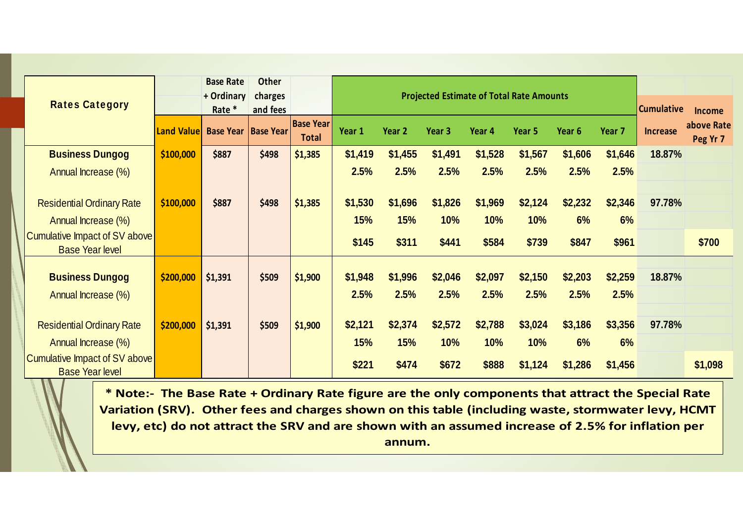| Rates Category | | Base Rate + Ordinary Rate * | Other charges and fees | | Projected Estimate of Total Rate Amounts | | | | | | | Cumulative | Income |
|---|---|---|---|---|---|---|---|---|---|---|---|---|---|
| | Land Value | Base Year | Base Year | Base Year Total | Year 1 | Year 2 | Year 3 | Year 4 | Year 5 | Year 6 | Year 7 | Increase | above Rate Peg Yr 7 |
| **Business Dungog** | $100,000 | $887 | $498 | $1,385 | $1,419 | $1,455 | $1,491 | $1,528 | $1,567 | $1,606 | $1,646 | 18.87% | |
| Annual Increase (%) | | | | | 2.5% | 2.5% | 2.5% | 2.5% | 2.5% | 2.5% | 2.5% | | |
| Residential Ordinary Rate | $100,000 | $887 | $498 | $1,385 | $1,530 | $1,696 | $1,826 | $1,969 | $2,124 | $2,232 | $2,346 | 97.78% | |
| Annual Increase (%) | | | | | 15% | 15% | 10% | 10% | 10% | 6% | 6% | | |
| Cumulative Impact of SV above Base Year level | | | | | $145 | $311 | $441 | $584 | $739 | $847 | $961 | | $700 |
| **Business Dungog** | $200,000 | $1,391 | $509 | $1,900 | $1,948 | $1,996 | $2,046 | $2,097 | $2,150 | $2,203 | $2,259 | 18.87% | |
| Annual Increase (%) | | | | | 2.5% | 2.5% | 2.5% | 2.5% | 2.5% | 2.5% | 2.5% | | |
| Residential Ordinary Rate | $200,000 | $1,391 | $509 | $1,900 | $2,121 | $2,374 | $2,572 | $2,788 | $3,024 | $3,186 | $3,356 | 97.78% | |
| Annual Increase (%) | | | | | 15% | 15% | 10% | 10% | 10% | 6% | 6% | | |
| Cumulative Impact of SV above Base Year level | | | | | $221 | $474 | $672 | $888 | $1,124 | $1,286 | $1,456 | | $1,098 |

**\* Note:- The Base Rate + Ordinary Rate figure are the only components that attract the Special Rate Variation (SRV). Other fees and charges shown on this table (including waste, stormwater levy, HCMT levy, etc) do not attract the SRV and are shown with an assumed increase of 2.5% for inflation per annum.**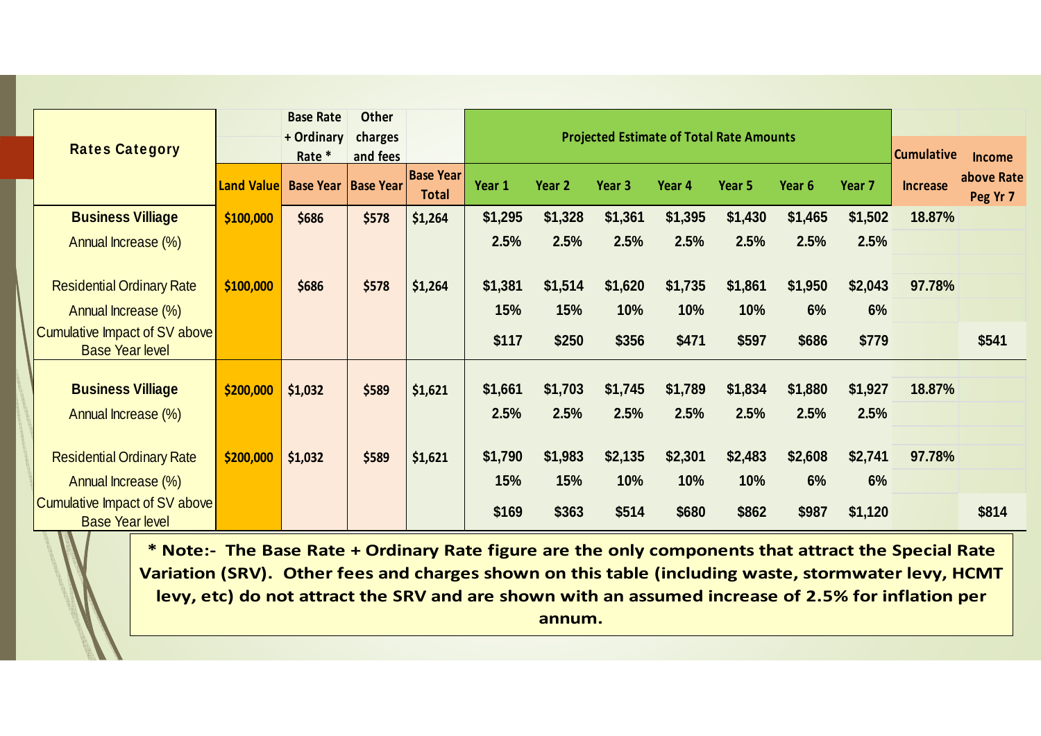| Rates Category | | Base Rate + Ordinary Rate * | Other charges and fees | | Projected Estimate of Total Rate Amounts | | | | | | | Cumulative | Income |
|---|---|---|---|---|---|---|---|---|---|---|---|---|---|
| | Land Value | Base Year | Base Year | Base Year Total | Year 1 | Year 2 | Year 3 | Year 4 | Year 5 | Year 6 | Year 7 | Increase | above Rate Peg Yr 7 |
| **Business Villiage** | $100,000 | $686 | $578 | $1,264 | $1,295 | $1,328 | $1,361 | $1,395 | $1,430 | $1,465 | $1,502 | 18.87% | |
| Annual Increase (%) | | | | | 2.5% | 2.5% | 2.5% | 2.5% | 2.5% | 2.5% | 2.5% | | |
| Residential Ordinary Rate | $100,000 | $686 | $578 | $1,264 | $1,381 | $1,514 | $1,620 | $1,735 | $1,861 | $1,950 | $2,043 | 97.78% | |
| Annual Increase (%) | | | | | 15% | 15% | 10% | 10% | 10% | 6% | 6% | | |
| Cumulative Impact of SV above Base Year level | | | | | $117 | $250 | $356 | $471 | $597 | $686 | $779 | | $541 |
| **Business Villiage** | $200,000 | $1,032 | $589 | $1,621 | $1,661 | $1,703 | $1,745 | $1,789 | $1,834 | $1,880 | $1,927 | 18.87% | |
| Annual Increase (%) | | | | | 2.5% | 2.5% | 2.5% | 2.5% | 2.5% | 2.5% | 2.5% | | |
| Residential Ordinary Rate | $200,000 | $1,032 | $589 | $1,621 | $1,790 | $1,983 | $2,135 | $2,301 | $2,483 | $2,608 | $2,741 | 97.78% | |
| Annual Increase (%) | | | | | 15% | 15% | 10% | 10% | 10% | 6% | 6% | | |
| Cumulative Impact of SV above Base Year level | | | | | $169 | $363 | $514 | $680 | $862 | $987 | $1,120 | | $814 |

**\* Note:- The Base Rate + Ordinary Rate figure are the only components that attract the Special Rate Variation (SRV). Other fees and charges shown on this table (including waste, stormwater levy, HCMT levy, etc) do not attract the SRV and are shown with an assumed increase of 2.5% for inflation per annum.**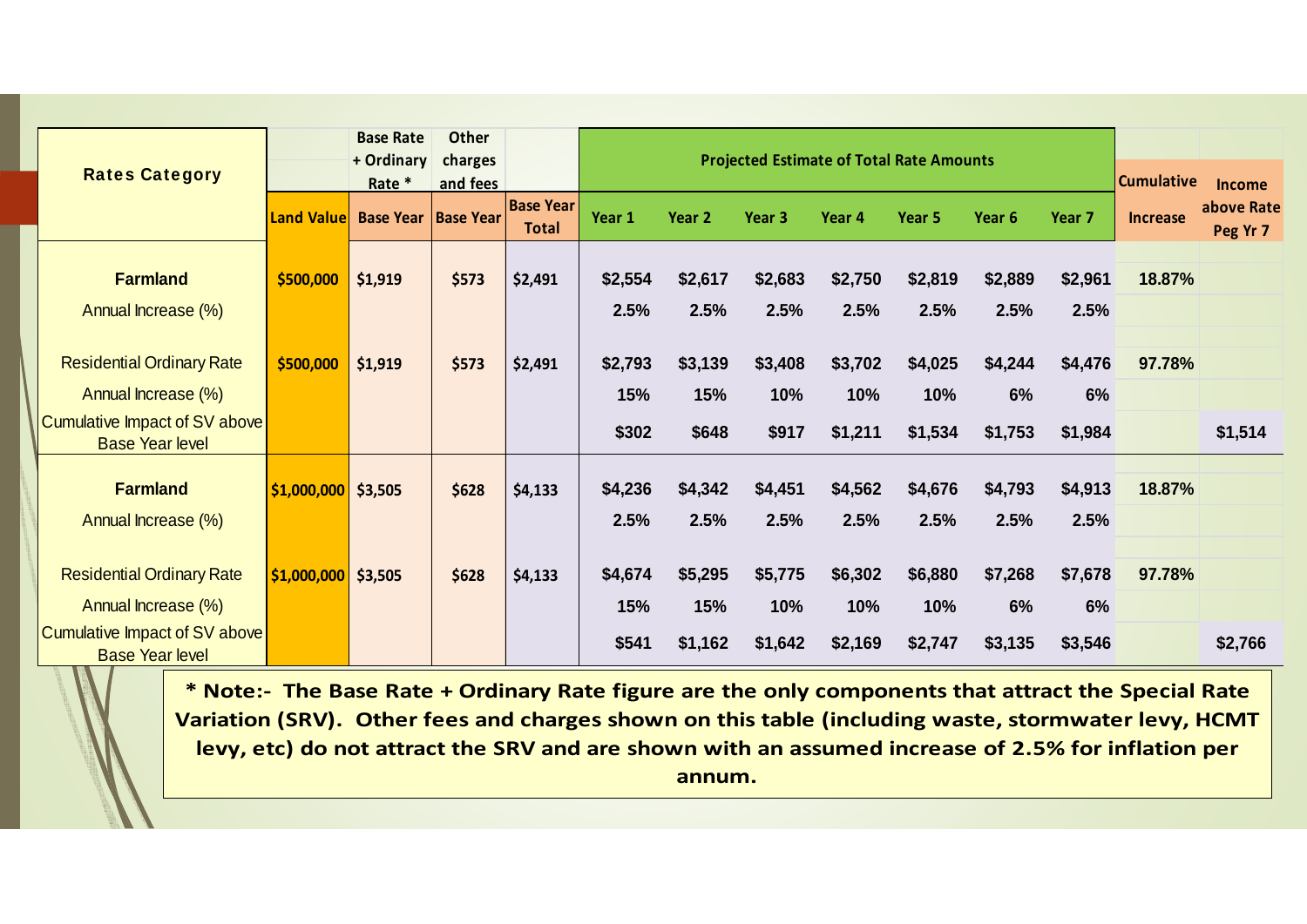| Rates Category | Land Value | Base Rate + Ordinary Rate * Base Year | Other charges and fees Base Year | Base Year Total | Projected Estimate of Total Rate Amounts Year 1 | Year 2 | Year 3 | Year 4 | Year 5 | Year 6 | Year 7 | Cumulative Increase | Income above Rate Peg Yr 7 |
|---|---|---|---|---|---|---|---|---|---|---|---|---|---|
| **Farmland** | $500,000 | $1,919 | $573 | $2,491 | $2,554 | $2,617 | $2,683 | $2,750 | $2,819 | $2,889 | $2,961 | 18.87% | |
| Annual Increase (%) | | | | | 2.5% | 2.5% | 2.5% | 2.5% | 2.5% | 2.5% | 2.5% | | |
| Residential Ordinary Rate | $500,000 | $1,919 | $573 | $2,491 | $2,793 | $3,139 | $3,408 | $3,702 | $4,025 | $4,244 | $4,476 | 97.78% | |
| Annual Increase (%) | | | | | 15% | 15% | 10% | 10% | 10% | 6% | 6% | | |
| Cumulative Impact of SV above Base Year level | | | | | $302 | $648 | $917 | $1,211 | $1,534 | $1,753 | $1,984 | | $1,514 |
| **Farmland** | $1,000,000 | $3,505 | $628 | $4,133 | $4,236 | $4,342 | $4,451 | $4,562 | $4,676 | $4,793 | $4,913 | 18.87% | |
| Annual Increase (%) | | | | | 2.5% | 2.5% | 2.5% | 2.5% | 2.5% | 2.5% | 2.5% | | |
| Residential Ordinary Rate | $1,000,000 | $3,505 | $628 | $4,133 | $4,674 | $5,295 | $5,775 | $6,302 | $6,880 | $7,268 | $7,678 | 97.78% | |
| Annual Increase (%) | | | | | 15% | 15% | 10% | 10% | 10% | 6% | 6% | | |
| Cumulative Impact of SV above Base Year level | | | | | $541 | $1,162 | $1,642 | $2,169 | $2,747 | $3,135 | $3,546 | | $2,766 |

**\* Note:- The Base Rate + Ordinary Rate figure are the only components that attract the Special Rate Variation (SRV). Other fees and charges shown on this table (including waste, stormwater levy, HCMT levy, etc) do not attract the SRV and are shown with an assumed increase of 2.5% for inflation per annum.**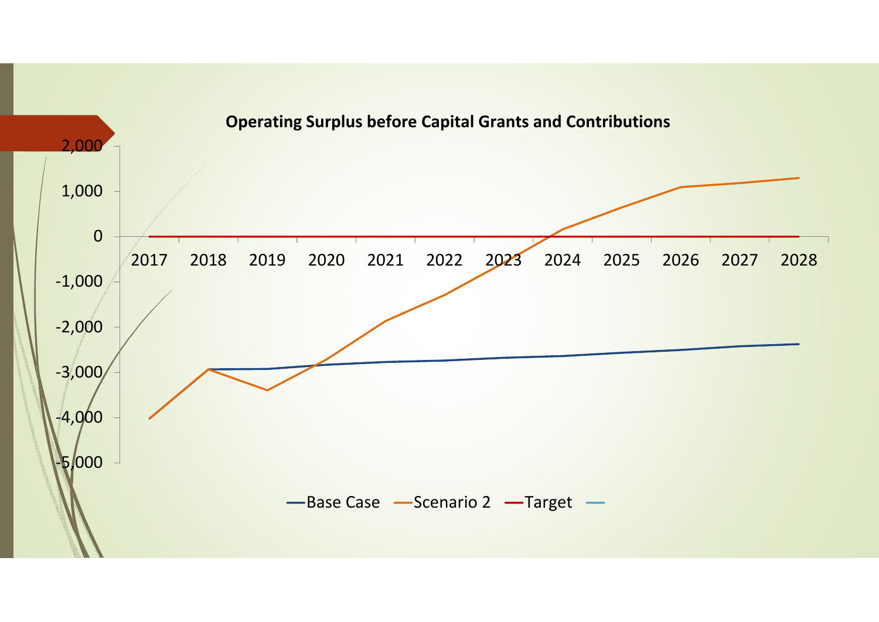**Operating Surplus before Capital Grants and Contributions**

2,000
1,000
0
-1,000
-2,000
-3,000
-4,000
-5,000

2017 2018 2019 2020 2021 2022 2023 2024 2025 2026 2027 2028

Base Case — Scenario 2 — Target —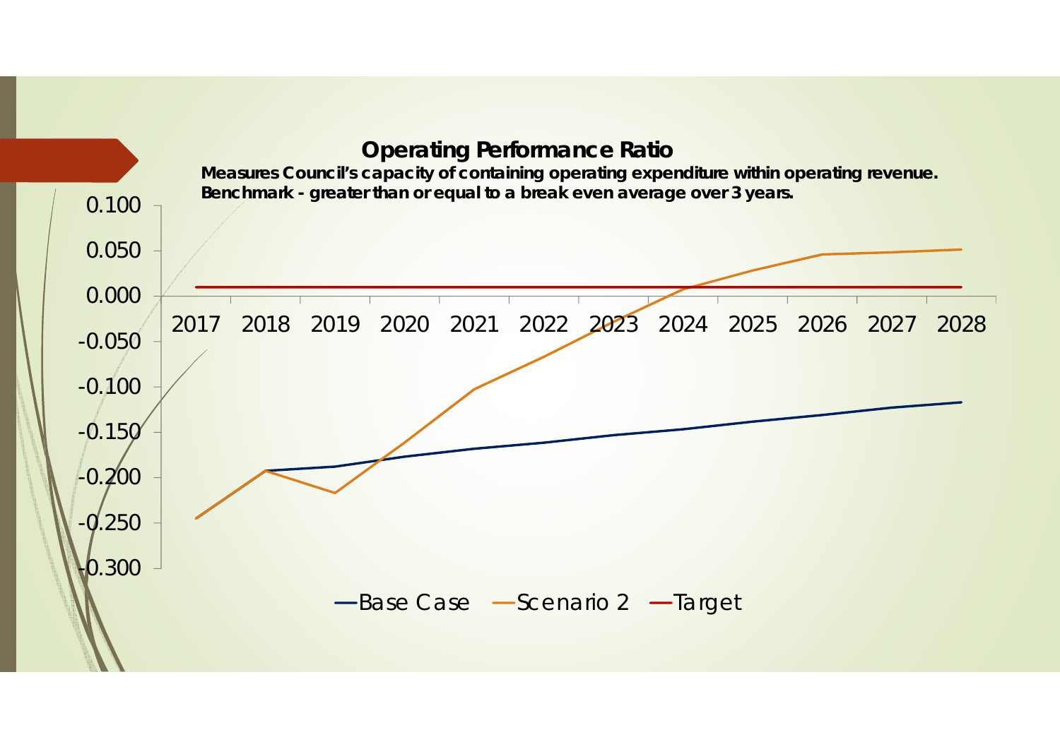## Operating Performance Ratio

**Measures Council's capacity of containing operating expenditure within operating revenue.**
**Benchmark - greater than or equal to a break even average over 3 years.**

0.100
0.050
0.000
-0.050
-0.100
-0.150
-0.200
-0.250
-0.300

2017 2018 2019 2020 2021 2022 2023 2024 2025 2026 2027 2028

—Base Case —Scenario 2 —Target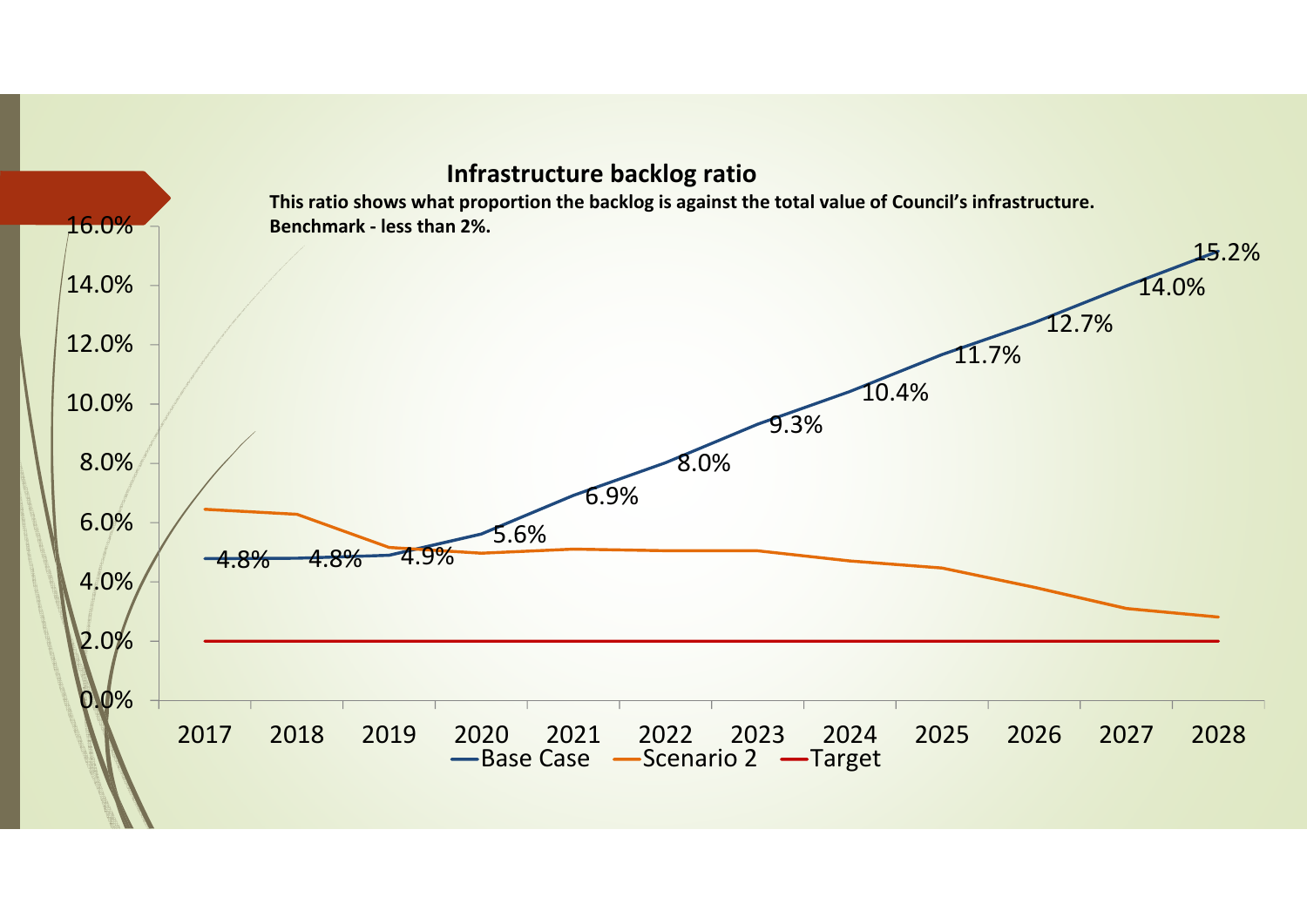## Infrastructure backlog ratio

**This ratio shows what proportion the backlog is against the total value of Council's infrastructure.**
**Benchmark - less than 2%.**

| Year | Base Case |
|---|---|
| 2017 | 4.8% |
| 2018 | 4.8% |
| 2019 | 4.9% |
| 2020 | 5.6% |
| 2021 | 6.9% |
| 2022 | 8.0% |
| 2023 | 9.3% |
| 2024 | 10.4% |
| 2025 | 11.7% |
| 2026 | 12.7% |
| 2027 | 14.0% |
| 2028 | 15.2% |

Base Case — Scenario 2 — Target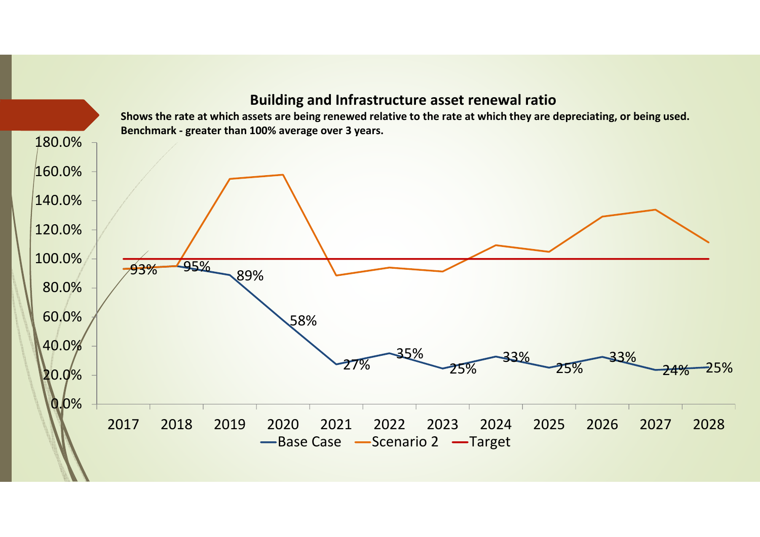## Building and Infrastructure asset renewal ratio

**Shows the rate at which assets are being renewed relative to the rate at which they are depreciating, or being used.**
**Benchmark - greater than 100% average over 3 years.**

| Year | Base Case |
|---|---|
| 2017 | 93% |
| 2018 | 95% |
| 2019 | 89% |
| 2020 | 58% |
| 2021 | 27% |
| 2022 | 35% |
| 2023 | 25% |
| 2024 | 33% |
| 2025 | 25% |
| 2026 | 33% |
| 2027 | 24% |
| 2028 | 25% |

Base Case — Scenario 2 — Target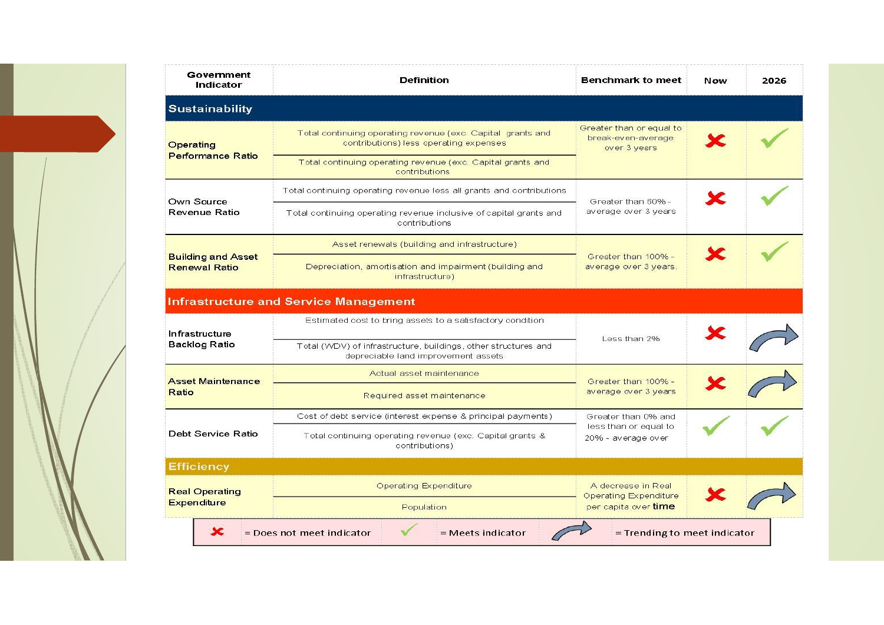| Government Indicator | Definition | Benchmark to meet | Now | 2026 |
|---|---|---|---|---|
| **Sustainability** | | | | |
| Operating Performance Ratio | Total continuing operating revenue (exc. Capital grants and contributions) less operating expenses / Total continuing operating revenue (exc. Capital grants and contributions) | Greater than or equal to break-even-average over 3 years | ✗ | ✓ |
| Own Source Revenue Ratio | Total continuing operating revenue less all grants and contributions / Total continuing operating revenue inclusive of capital grants and contributions | Greater than 60% - average over 3 years | ✗ | ✓ |
| Building and Asset Renewal Ratio | Asset renewals (building and infrastructure) / Depreciation, amortisation and impairment (building and infrastructure) | Greater than 100% - average over 3 years. | ✗ | ✓ |
| **Infrastructure and Service Management** | | | | |
| Infrastructure Backlog Ratio | Estimated cost to bring assets to a satisfactory condition / Total (WDV) of infrastructure, buildings, other structures and depreciable land improvement assets | Less than 2% | ✗ | Trending to meet indicator |
| Asset Maintenance Ratio | Actual asset maintenance / Required asset maintenance | Greater than 100% - average over 3 years | ✗ | Trending to meet indicator |
| Debt Service Ratio | Cost of debt service (interest expense & principal payments) / Total continuing operating revenue (exc. Capital grants & contributions) | Greater than 0% and less than or equal to 20% - average over | ✓ | ✓ |
| **Efficiency** | | | | |
| Real Operating Expenditure | Operating Expenditure / Population | A decrease in Real Operating Expenditure per capita over time | ✗ | Trending to meet indicator |

✗ = Does not meet indicator | ✓ = Meets indicator | ↗ = Trending to meet indicator